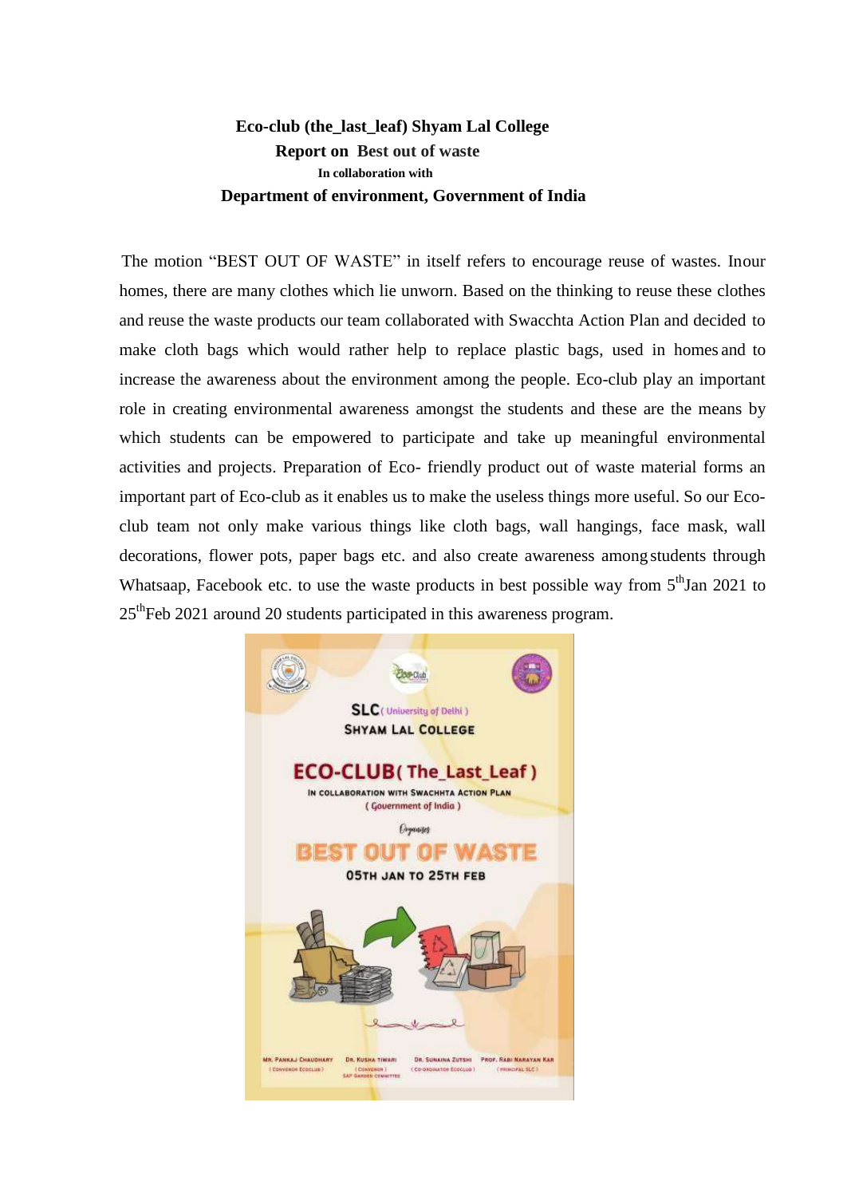**Eco-club (the_last_leaf) Shyam Lal College**

**Report on Best out of waste**

**In collaboration with**

**Department of environment, Government of India**

The motion "BEST OUT OF WASTE" in itself refers to encourage reuse of wastes. Inour homes, there are many clothes which lie unworn. Based on the thinking to reuse these clothes and reuse the waste products our team collaborated with Swacchta Action Plan and decided to make cloth bags which would rather help to replace plastic bags, used in homes and to increase the awareness about the environment among the people. Eco-club play an important role in creating environmental awareness amongst the students and these are the means by which students can be empowered to participate and take up meaningful environmental activities and projects. Preparation of Eco- friendly product out of waste material forms an important part of Eco-club as it enables us to make the useless things more useful. So our Eco-club team not only make various things like cloth bags, wall hangings, face mask, wall decorations, flower pots, paper bags etc. and also create awareness among students through Whatsaap, Facebook etc. to use the waste products in best possible way from 5th Jan 2021 to 25th Feb 2021 around 20 students participated in this awareness program.